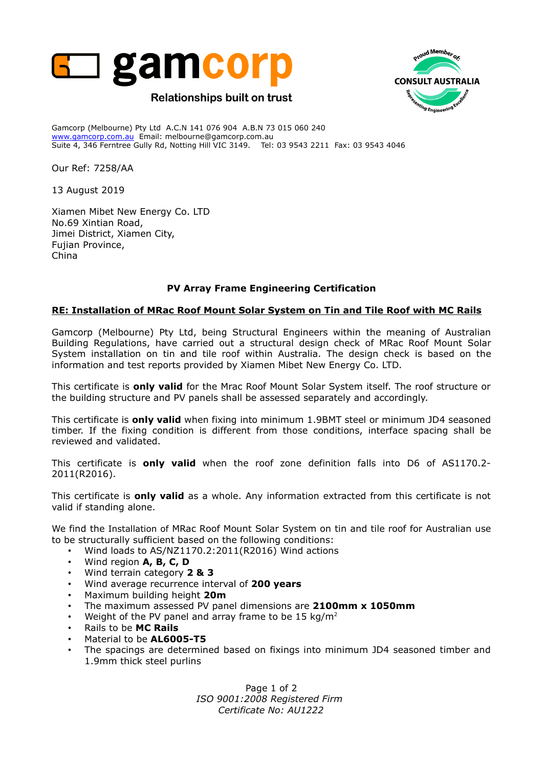gamcorp

Relationships built on trust

Proud Member of: CONSULT AUSTRALIA Representing Engineering Excellence

Gamcorp (Melbourne) Pty Ltd A.C.N 141 076 904 A.B.N 73 015 060 240
www.gamcorp.com.au Email: melbourne@gamcorp.com.au
Suite 4, 346 Ferntree Gully Rd, Notting Hill VIC 3149. Tel: 03 9543 2211 Fax: 03 9543 4046

Our Ref: 7258/AA

13 August 2019

Xiamen Mibet New Energy Co. LTD
No.69 Xintian Road,
Jimei District, Xiamen City,
Fujian Province,
China

**PV Array Frame Engineering Certification**

**RE: Installation of MRac Roof Mount Solar System on Tin and Tile Roof with MC Rails**

Gamcorp (Melbourne) Pty Ltd, being Structural Engineers within the meaning of Australian Building Regulations, have carried out a structural design check of MRac Roof Mount Solar System installation on tin and tile roof within Australia. The design check is based on the information and test reports provided by Xiamen Mibet New Energy Co. LTD.

This certificate is **only valid** for the Mrac Roof Mount Solar System itself. The roof structure or the building structure and PV panels shall be assessed separately and accordingly.

This certificate is **only valid** when fixing into minimum 1.9BMT steel or minimum JD4 seasoned timber. If the fixing condition is different from those conditions, interface spacing shall be reviewed and validated.

This certificate is **only valid** when the roof zone definition falls into D6 of AS1170.2-2011(R2016).

This certificate is **only valid** as a whole. Any information extracted from this certificate is not valid if standing alone.

We find the Installation of MRac Roof Mount Solar System on tin and tile roof for Australian use to be structurally sufficient based on the following conditions:

- Wind loads to AS/NZ1170.2:2011(R2016) Wind actions
- Wind region **A, B, C, D**
- Wind terrain category **2 & 3**
- Wind average recurrence interval of **200 years**
- Maximum building height **20m**
- The maximum assessed PV panel dimensions are **2100mm x 1050mm**
- Weight of the PV panel and array frame to be 15 kg/m$^2$
- Rails to be **MC Rails**
- Material to be **AL6005-T5**
- The spacings are determined based on fixings into minimum JD4 seasoned timber and 1.9mm thick steel purlins

*ISO 9001:2008 Registered Firm*
*Certificate No: AU1222*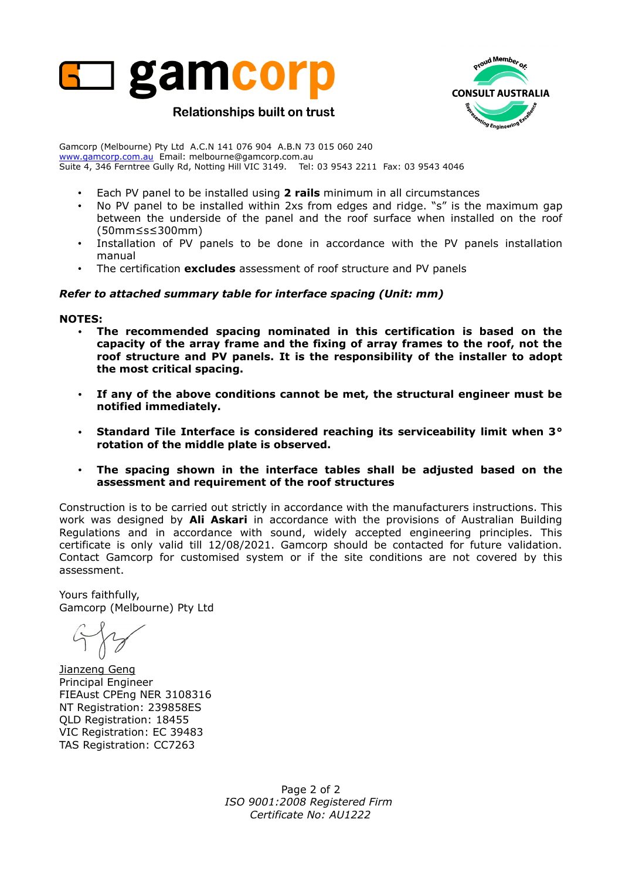# gamcorp

Relationships built on trust

Gamcorp (Melbourne) Pty Ltd A.C.N 141 076 904 A.B.N 73 015 060 240
www.gamcorp.com.au Email: melbourne@gamcorp.com.au
Suite 4, 346 Ferntree Gully Rd, Notting Hill VIC 3149. Tel: 03 9543 2211 Fax: 03 9543 4046

- Each PV panel to be installed using **2 rails** minimum in all circumstances
- No PV panel to be installed within 2xs from edges and ridge. "s" is the maximum gap between the underside of the panel and the roof surface when installed on the roof (50mm≤s≤300mm)
- Installation of PV panels to be done in accordance with the PV panels installation manual
- The certification **excludes** assessment of roof structure and PV panels

***Refer to attached summary table for interface spacing (Unit: mm)***

**NOTES:**

- **The recommended spacing nominated in this certification is based on the capacity of the array frame and the fixing of array frames to the roof, not the roof structure and PV panels. It is the responsibility of the installer to adopt the most critical spacing.**
- **If any of the above conditions cannot be met, the structural engineer must be notified immediately.**
- **Standard Tile Interface is considered reaching its serviceability limit when 3° rotation of the middle plate is observed.**
- **The spacing shown in the interface tables shall be adjusted based on the assessment and requirement of the roof structures**

Construction is to be carried out strictly in accordance with the manufacturers instructions. This work was designed by **Ali Askari** in accordance with the provisions of Australian Building Regulations and in accordance with sound, widely accepted engineering principles. This certificate is only valid till 12/08/2021. Gamcorp should be contacted for future validation. Contact Gamcorp for customised system or if the site conditions are not covered by this assessment.

Yours faithfully,
Gamcorp (Melbourne) Pty Ltd

Jianzeng Geng
Principal Engineer
FIEAust CPEng NER 3108316
NT Registration: 239858ES
QLD Registration: 18455
VIC Registration: EC 39483
TAS Registration: CC7263

*ISO 9001:2008 Registered Firm*
*Certificate No: AU1222*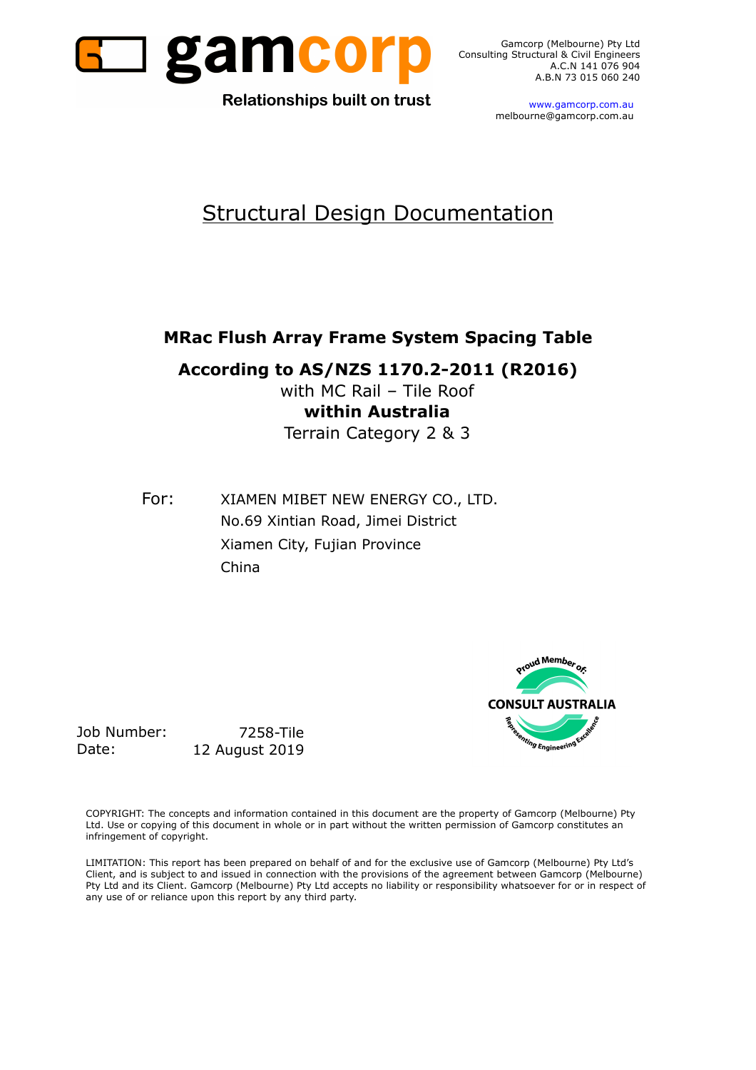Gamcorp (Melbourne) Pty Ltd
Consulting Structural & Civil Engineers
A.C.N 141 076 904
A.B.N 73 015 060 240

www.gamcorp.com.au
melbourne@gamcorp.com.au

**gamcorp**

Relationships built on trust

# Structural Design Documentation

## MRac Flush Array Frame System Spacing Table

## According to AS/NZS 1170.2-2011 (R2016)

with MC Rail – Tile Roof

**within Australia**

Terrain Category 2 & 3

For: XIAMEN MIBET NEW ENERGY CO., LTD.
No.69 Xintian Road, Jimei District
Xiamen City, Fujian Province
China

Proud Member of: CONSULT AUSTRALIA – Representing Engineering Excellence

Job Number: 7258-Tile
Date: 12 August 2019

COPYRIGHT: The concepts and information contained in this document are the property of Gamcorp (Melbourne) Pty Ltd. Use or copying of this document in whole or in part without the written permission of Gamcorp constitutes an infringement of copyright.

LIMITATION: This report has been prepared on behalf of and for the exclusive use of Gamcorp (Melbourne) Pty Ltd's Client, and is subject to and issued in connection with the provisions of the agreement between Gamcorp (Melbourne) Pty Ltd and its Client. Gamcorp (Melbourne) Pty Ltd accepts no liability or responsibility whatsoever for or in respect of any use of or reliance upon this report by any third party.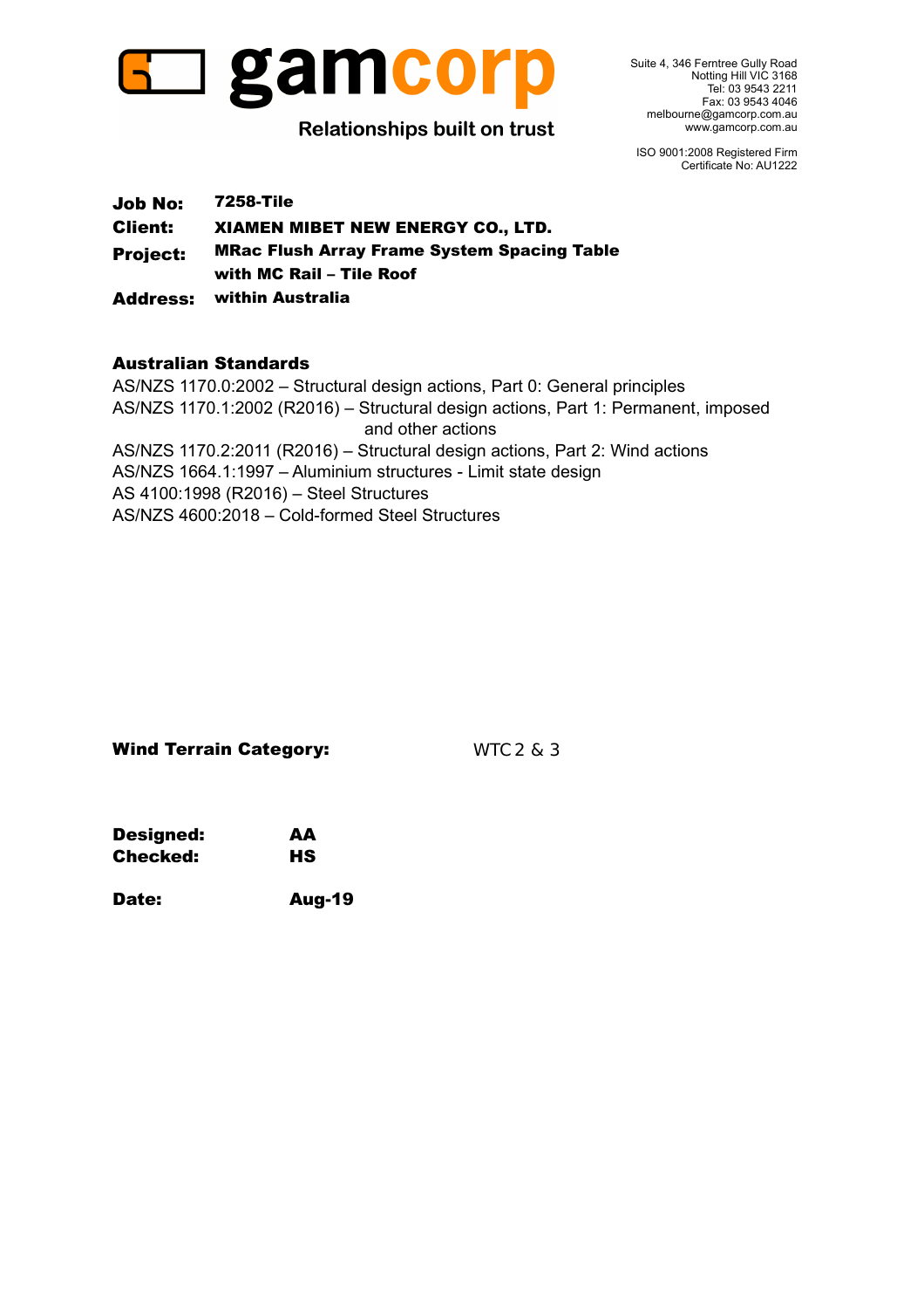**gamcorp**

**Relationships built on trust**

Suite 4, 346 Ferntree Gully Road
Notting Hill VIC 3168
Tel: 03 9543 2211
Fax: 03 9543 4046
melbourne@gamcorp.com.au
www.gamcorp.com.au

ISO 9001:2008 Registered Firm
Certificate No: AU1222

| | |
|---|---|
| **Job No:** | **7258-Tile** |
| **Client:** | **XIAMEN MIBET NEW ENERGY CO., LTD.** |
| **Project:** | **MRac Flush Array Frame System Spacing Table with MC Rail – Tile Roof** |
| **Address:** | **within Australia** |

**Australian Standards**

AS/NZS 1170.0:2002 – Structural design actions, Part 0: General principles
AS/NZS 1170.1:2002 (R2016) – Structural design actions, Part 1: Permanent, imposed and other actions
AS/NZS 1170.2:2011 (R2016) – Structural design actions, Part 2: Wind actions
AS/NZS 1664.1:1997 – Aluminium structures - Limit state design
AS 4100:1998 (R2016) – Steel Structures
AS/NZS 4600:2018 – Cold-formed Steel Structures

**Wind Terrain Category:** WTC 2 & 3

**Designed:** **AA**
**Checked:** **HS**

**Date:** **Aug-19**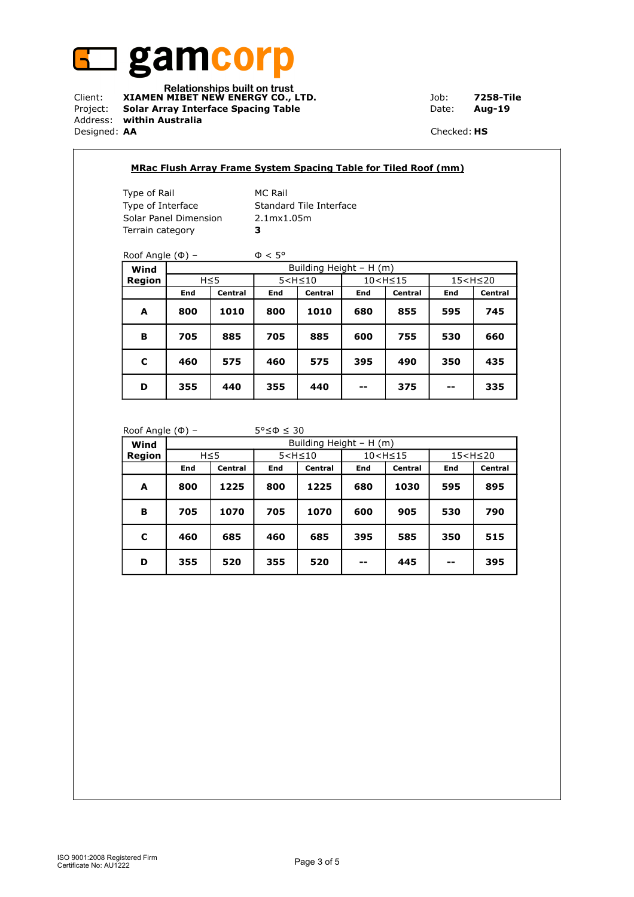**gamcorp**

Relationships built on trust

Client: **XIAMEN MIBET NEW ENERGY CO., LTD.**
Project: **Solar Array Interface Spacing Table**
Address: **within Australia**
Designed: **AA**

Job: **7258-Tile**
Date: **Aug-19**
Checked: **HS**

## MRac Flush Array Frame System Spacing Table for Tiled Roof (mm)

| | |
|---|---|
| Type of Rail | MC Rail |
| Type of Interface | Standard Tile Interface |
| Solar Panel Dimension | 2.1mx1.05m |
| Terrain category | **3** |

Roof Angle (Φ) – Φ < 5°

| Wind Region | Building Height – H (m) | | | | | | | |
|---|---|---|---|---|---|---|---|---|
| | H≤5 | | 5<H≤10 | | 10<H≤15 | | 15<H≤20 | |
| | End | Central | End | Central | End | Central | End | Central |
| **A** | **800** | **1010** | **800** | **1010** | **680** | **855** | **595** | **745** |
| **B** | **705** | **885** | **705** | **885** | **600** | **755** | **530** | **660** |
| **C** | **460** | **575** | **460** | **575** | **395** | **490** | **350** | **435** |
| **D** | **355** | **440** | **355** | **440** | **--** | **375** | **--** | **335** |

Roof Angle (Φ) – 5°≤Φ ≤ 30

| Wind Region | Building Height – H (m) | | | | | | | |
|---|---|---|---|---|---|---|---|---|
| | H≤5 | | 5<H≤10 | | 10<H≤15 | | 15<H≤20 | |
| | End | Central | End | Central | End | Central | End | Central |
| **A** | **800** | **1225** | **800** | **1225** | **680** | **1030** | **595** | **895** |
| **B** | **705** | **1070** | **705** | **1070** | **600** | **905** | **530** | **790** |
| **C** | **460** | **685** | **460** | **685** | **395** | **585** | **350** | **515** |
| **D** | **355** | **520** | **355** | **520** | **--** | **445** | **--** | **395** |

ISO 9001:2008 Registered Firm
Certificate No: AU1222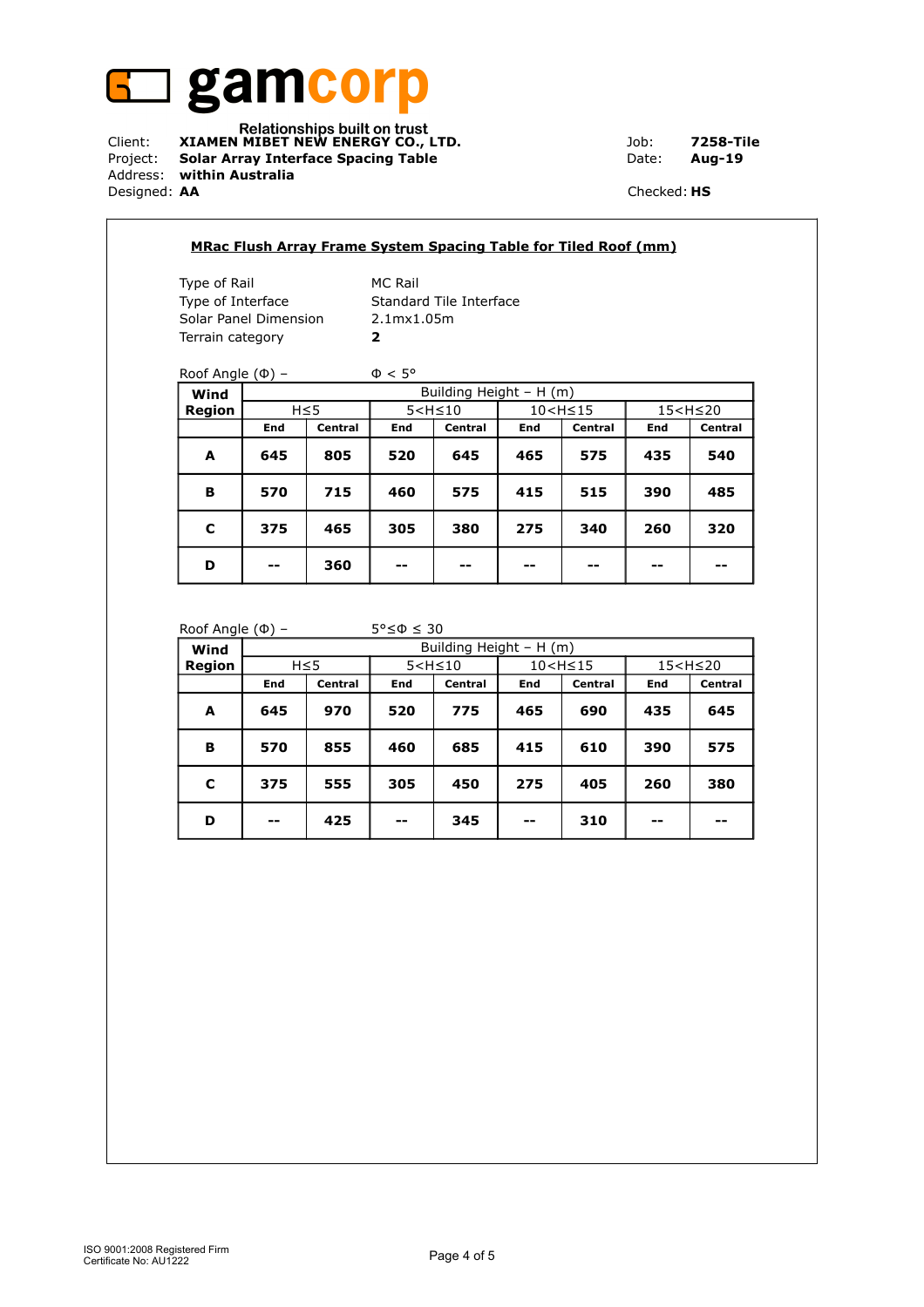# gamcorp

Relationships built on trust

Client: **XIAMEN MIBET NEW ENERGY CO., LTD.**
Project: **Solar Array Interface Spacing Table**
Address: **within Australia**
Designed: **AA**

Job: **7258-Tile**
Date: **Aug-19**
Checked: **HS**

## MRac Flush Array Frame System Spacing Table for Tiled Roof (mm)

| | |
|---|---|
| Type of Rail | MC Rail |
| Type of Interface | Standard Tile Interface |
| Solar Panel Dimension | 2.1mx1.05m |
| Terrain category | **2** |

Roof Angle (Φ) – Φ < 5°

| Wind Region | Building Height – H (m) | | | | | | | |
|---|---|---|---|---|---|---|---|---|
| | H≤5 | | 5<H≤10 | | 10<H≤15 | | 15<H≤20 | |
| | **End** | **Central** | **End** | **Central** | **End** | **Central** | **End** | **Central** |
| **A** | **645** | **805** | **520** | **645** | **465** | **575** | **435** | **540** |
| **B** | **570** | **715** | **460** | **575** | **415** | **515** | **390** | **485** |
| **C** | **375** | **465** | **305** | **380** | **275** | **340** | **260** | **320** |
| **D** | **--** | **360** | **--** | **--** | **--** | **--** | **--** | **--** |

Roof Angle (Φ) – 5°≤Φ ≤ 30

| Wind Region | Building Height – H (m) | | | | | | | |
|---|---|---|---|---|---|---|---|---|
| | H≤5 | | 5<H≤10 | | 10<H≤15 | | 15<H≤20 | |
| | **End** | **Central** | **End** | **Central** | **End** | **Central** | **End** | **Central** |
| **A** | **645** | **970** | **520** | **775** | **465** | **690** | **435** | **645** |
| **B** | **570** | **855** | **460** | **685** | **415** | **610** | **390** | **575** |
| **C** | **375** | **555** | **305** | **450** | **275** | **405** | **260** | **380** |
| **D** | **--** | **425** | **--** | **345** | **--** | **310** | **--** | **--** |

ISO 9001:2008 Registered Firm
Certificate No: AU1222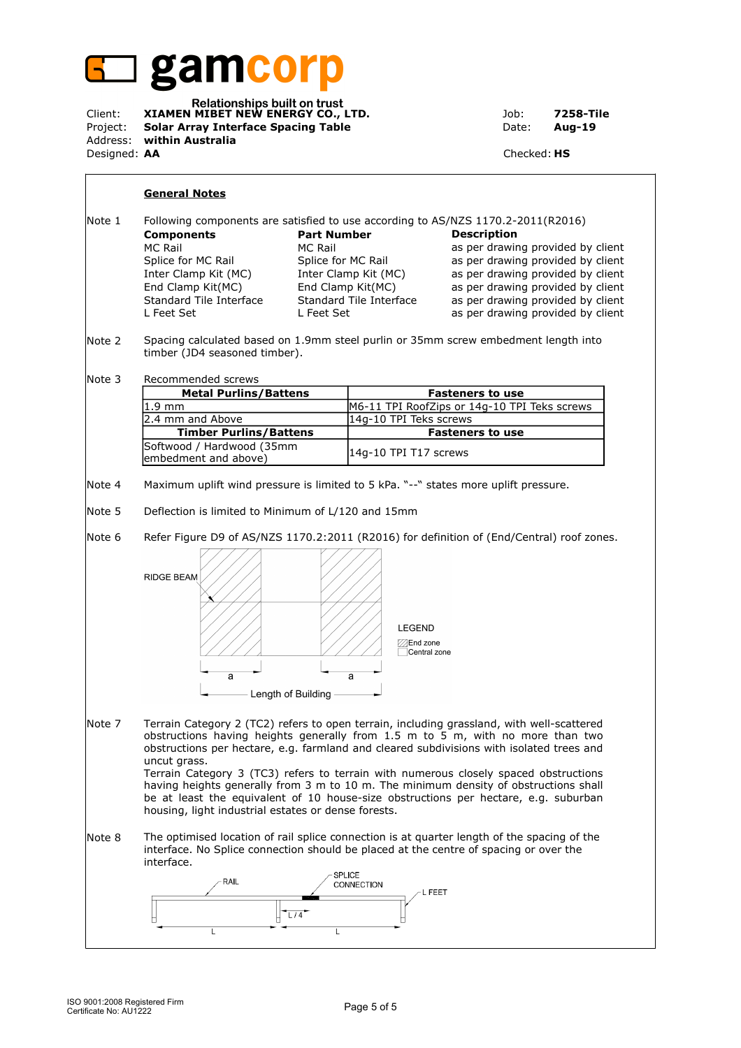gamcorp

Relationships built on trust

Client: **XIAMEN MIBET NEW ENERGY CO., LTD.** Job: **7258-Tile**
Project: **Solar Array Interface Spacing Table** Date: **Aug-19**
Address: **within Australia**
Designed: **AA** Checked: **HS**

## General Notes

**Note 1** Following components are satisfied to use according to AS/NZS 1170.2-2011(R2016)

| Components | Part Number | Description |
|---|---|---|
| MC Rail | MC Rail | as per drawing provided by client |
| Splice for MC Rail | Splice for MC Rail | as per drawing provided by client |
| Inter Clamp Kit (MC) | Inter Clamp Kit (MC) | as per drawing provided by client |
| End Clamp Kit(MC) | End Clamp Kit(MC) | as per drawing provided by client |
| Standard Tile Interface | Standard Tile Interface | as per drawing provided by client |
| L Feet Set | L Feet Set | as per drawing provided by client |

**Note 2** Spacing calculated based on 1.9mm steel purlin or 35mm screw embedment length into timber (JD4 seasoned timber).

**Note 3** Recommended screws

| Metal Purlins/Battens | Fasteners to use |
|---|---|
| 1.9 mm | M6-11 TPI RoofZips or 14g-10 TPI Teks screws |
| 2.4 mm and Above | 14g-10 TPI Teks screws |
| **Timber Purlins/Battens** | **Fasteners to use** |
| Softwood / Hardwood (35mm embedment and above) | 14g-10 TPI T17 screws |

**Note 4** Maximum uplift wind pressure is limited to 5 kPa. "--" states more uplift pressure.

**Note 5** Deflection is limited to Minimum of L/120 and 15mm

**Note 6** Refer Figure D9 of AS/NZS 1170.2:2011 (R2016) for definition of (End/Central) roof zones.

RIDGE BEAM

a a

Length of Building

LEGEND
End zone
Central zone

**Note 7** Terrain Category 2 (TC2) refers to open terrain, including grassland, with well-scattered obstructions having heights generally from 1.5 m to 5 m, with no more than two obstructions per hectare, e.g. farmland and cleared subdivisions with isolated trees and uncut grass.

Terrain Category 3 (TC3) refers to terrain with numerous closely spaced obstructions having heights generally from 3 m to 10 m. The minimum density of obstructions shall be at least the equivalent of 10 house-size obstructions per hectare, e.g. suburban housing, light industrial estates or dense forests.

**Note 8** The optimised location of rail splice connection is at quarter length of the spacing of the interface. No Splice connection should be placed at the centre of spacing or over the interface.

RAIL SPLICE CONNECTION L FEET

L/4

L L

ISO 9001:2008 Registered Firm
Certificate No: AU1222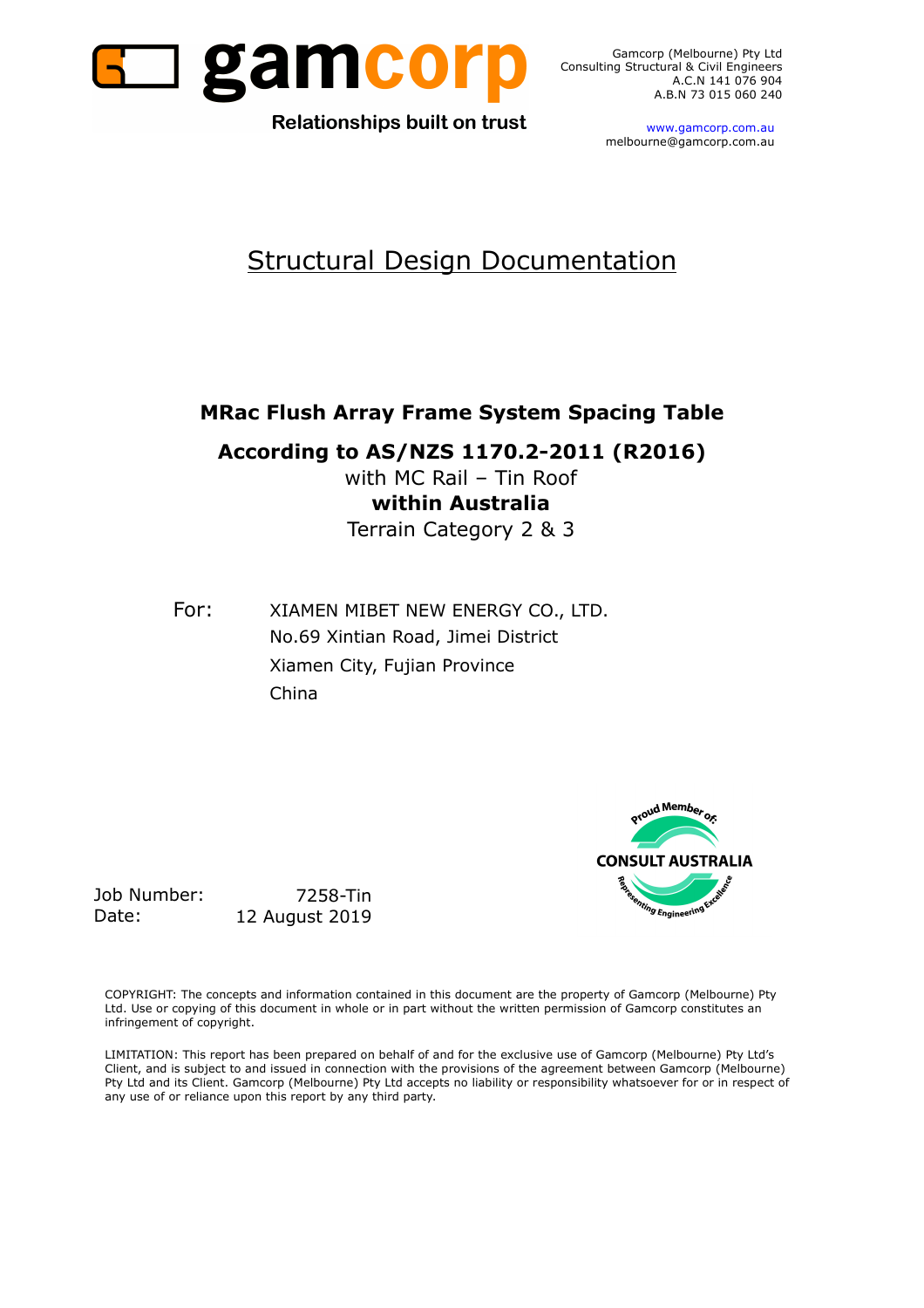gamcorp

Relationships built on trust

Gamcorp (Melbourne) Pty Ltd
Consulting Structural & Civil Engineers
A.C.N 141 076 904
A.B.N 73 015 060 240

www.gamcorp.com.au
melbourne@gamcorp.com.au

# Structural Design Documentation

## MRac Flush Array Frame System Spacing Table

## According to AS/NZS 1170.2-2011 (R2016)

with MC Rail – Tin Roof

**within Australia**

Terrain Category 2 & 3

For: XIAMEN MIBET NEW ENERGY CO., LTD.
No.69 Xintian Road, Jimei District
Xiamen City, Fujian Province
China

Proud Member of: CONSULT AUSTRALIA — Representing Engineering Excellence

Job Number: 7258-Tin
Date: 12 August 2019

COPYRIGHT: The concepts and information contained in this document are the property of Gamcorp (Melbourne) Pty Ltd. Use or copying of this document in whole or in part without the written permission of Gamcorp constitutes an infringement of copyright.

LIMITATION: This report has been prepared on behalf of and for the exclusive use of Gamcorp (Melbourne) Pty Ltd's Client, and is subject to and issued in connection with the provisions of the agreement between Gamcorp (Melbourne) Pty Ltd and its Client. Gamcorp (Melbourne) Pty Ltd accepts no liability or responsibility whatsoever for or in respect of any use of or reliance upon this report by any third party.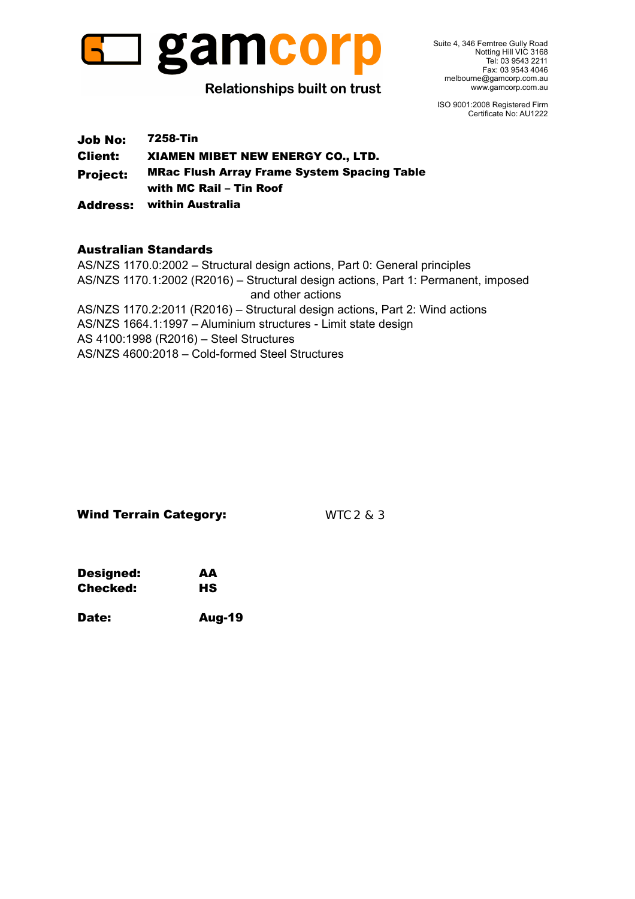# gamcorp

**Relationships built on trust**

Suite 4, 346 Ferntree Gully Road
Notting Hill VIC 3168
Tel: 03 9543 2211
Fax: 03 9543 4046
melbourne@gamcorp.com.au
www.gamcorp.com.au

ISO 9001:2008 Registered Firm
Certificate No: AU1222

**Job No:** **7258-Tin**
**Client:** **XIAMEN MIBET NEW ENERGY CO., LTD.**
**Project:** **MRac Flush Array Frame System Spacing Table with MC Rail – Tin Roof**
**Address:** **within Australia**

## Australian Standards

AS/NZS 1170.0:2002 – Structural design actions, Part 0: General principles
AS/NZS 1170.1:2002 (R2016) – Structural design actions, Part 1: Permanent, imposed and other actions
AS/NZS 1170.2:2011 (R2016) – Structural design actions, Part 2: Wind actions
AS/NZS 1664.1:1997 – Aluminium structures - Limit state design
AS 4100:1998 (R2016) – Steel Structures
AS/NZS 4600:2018 – Cold-formed Steel Structures

**Wind Terrain Category:** WTC 2 & 3

**Designed:** **AA**
**Checked:** **HS**

**Date:** **Aug-19**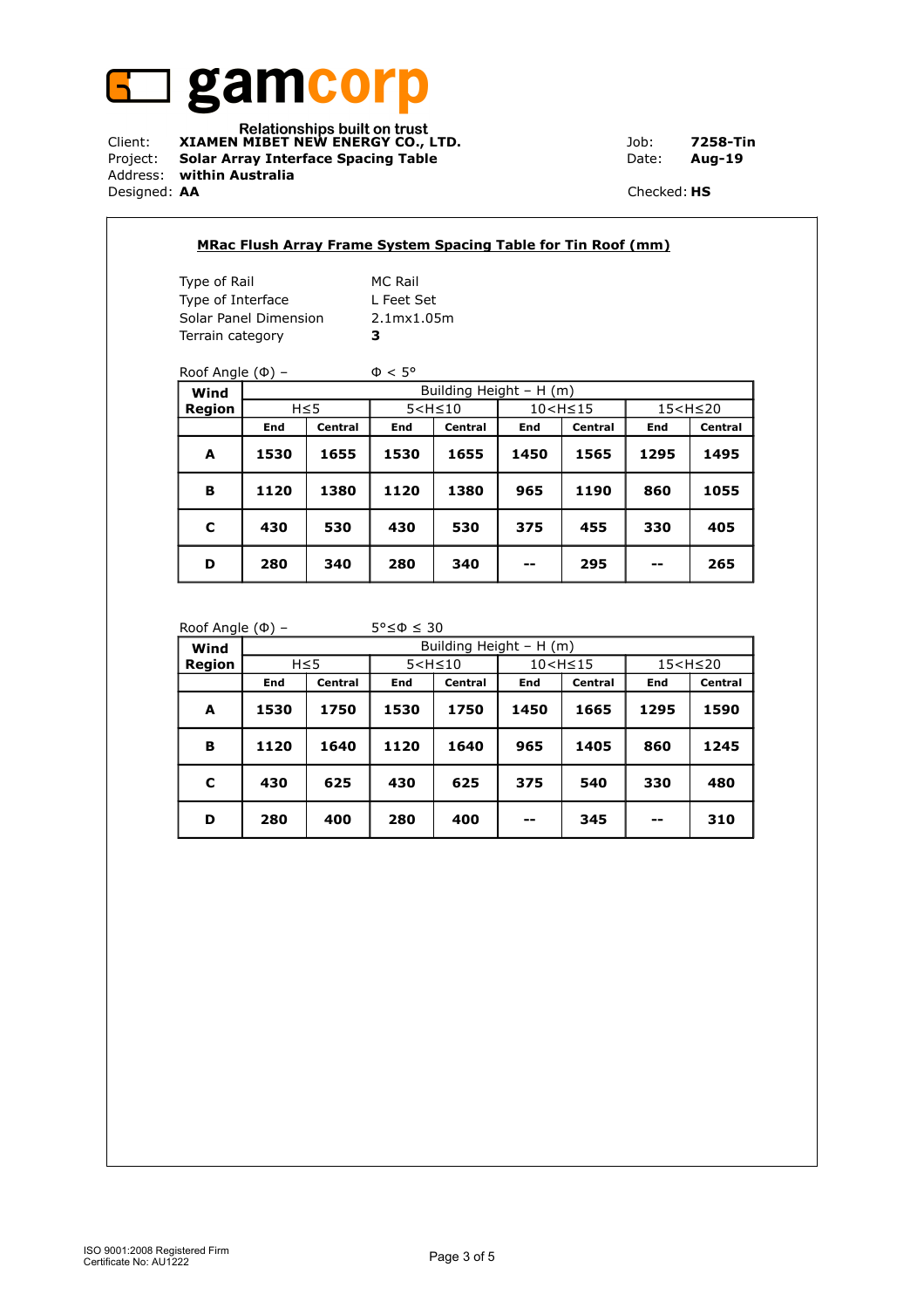**gamcorp**

Relationships built on trust

Client: **XIAMEN MIBET NEW ENERGY CO., LTD.** Job: **7258-Tin**
Project: **Solar Array Interface Spacing Table** Date: **Aug-19**
Address: **within Australia**
Designed: **AA** Checked: **HS**

## MRac Flush Array Frame System Spacing Table for Tin Roof (mm)

Type of Rail MC Rail
Type of Interface L Feet Set
Solar Panel Dimension 2.1mx1.05m
Terrain category **3**

Roof Angle (Φ) – Φ < 5°

| Wind Region | Building Height – H (m) | | | | | | | |
|---|---|---|---|---|---|---|---|---|
| | H≤5 | | 5<H≤10 | | 10<H≤15 | | 15<H≤20 | |
| | **End** | **Central** | **End** | **Central** | **End** | **Central** | **End** | **Central** |
| **A** | **1530** | **1655** | **1530** | **1655** | **1450** | **1565** | **1295** | **1495** |
| **B** | **1120** | **1380** | **1120** | **1380** | **965** | **1190** | **860** | **1055** |
| **C** | **430** | **530** | **430** | **530** | **375** | **455** | **330** | **405** |
| **D** | **280** | **340** | **280** | **340** | **--** | **295** | **--** | **265** |

Roof Angle (Φ) – 5°≤Φ ≤ 30

| Wind Region | Building Height – H (m) | | | | | | | |
|---|---|---|---|---|---|---|---|---|
| | H≤5 | | 5<H≤10 | | 10<H≤15 | | 15<H≤20 | |
| | **End** | **Central** | **End** | **Central** | **End** | **Central** | **End** | **Central** |
| **A** | **1530** | **1750** | **1530** | **1750** | **1450** | **1665** | **1295** | **1590** |
| **B** | **1120** | **1640** | **1120** | **1640** | **965** | **1405** | **860** | **1245** |
| **C** | **430** | **625** | **430** | **625** | **375** | **540** | **330** | **480** |
| **D** | **280** | **400** | **280** | **400** | **--** | **345** | **--** | **310** |

ISO 9001:2008 Registered Firm
Certificate No: AU1222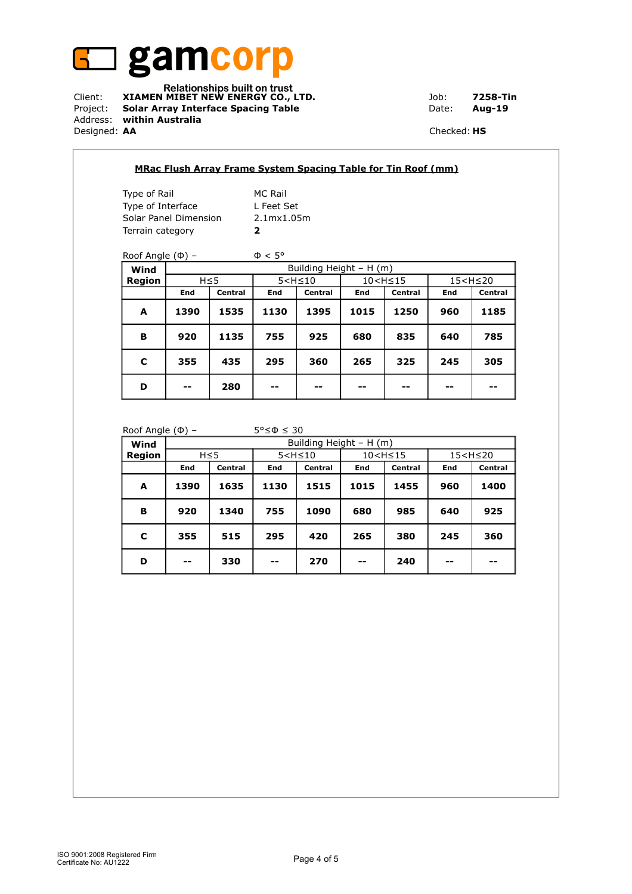# gamcorp

Relationships built on trust

Client: **XIAMEN MIBET NEW ENERGY CO., LTD.** Job: **7258-Tin**
Project: **Solar Array Interface Spacing Table** Date: **Aug-19**
Address: **within Australia**
Designed: **AA** Checked: **HS**

## MRac Flush Array Frame System Spacing Table for Tin Roof (mm)

Type of Rail MC Rail
Type of Interface L Feet Set
Solar Panel Dimension 2.1mx1.05m
Terrain category **2**

Roof Angle (Φ) – Φ < 5°

| Wind Region | Building Height – H (m) | | | | | | | |
|---|---|---|---|---|---|---|---|---|
| | H≤5 | | 5<H≤10 | | 10<H≤15 | | 15<H≤20 | |
| | **End** | **Central** | **End** | **Central** | **End** | **Central** | **End** | **Central** |
| **A** | **1390** | **1535** | **1130** | **1395** | **1015** | **1250** | **960** | **1185** |
| **B** | **920** | **1135** | **755** | **925** | **680** | **835** | **640** | **785** |
| **C** | **355** | **435** | **295** | **360** | **265** | **325** | **245** | **305** |
| **D** | **--** | **280** | **--** | **--** | **--** | **--** | **--** | **--** |

Roof Angle (Φ) – 5°≤Φ ≤ 30

| Wind Region | Building Height – H (m) | | | | | | | |
|---|---|---|---|---|---|---|---|---|
| | H≤5 | | 5<H≤10 | | 10<H≤15 | | 15<H≤20 | |
| | **End** | **Central** | **End** | **Central** | **End** | **Central** | **End** | **Central** |
| **A** | **1390** | **1635** | **1130** | **1515** | **1015** | **1455** | **960** | **1400** |
| **B** | **920** | **1340** | **755** | **1090** | **680** | **985** | **640** | **925** |
| **C** | **355** | **515** | **295** | **420** | **265** | **380** | **245** | **360** |
| **D** | **--** | **330** | **--** | **270** | **--** | **240** | **--** | **--** |

ISO 9001:2008 Registered Firm
Certificate No: AU1222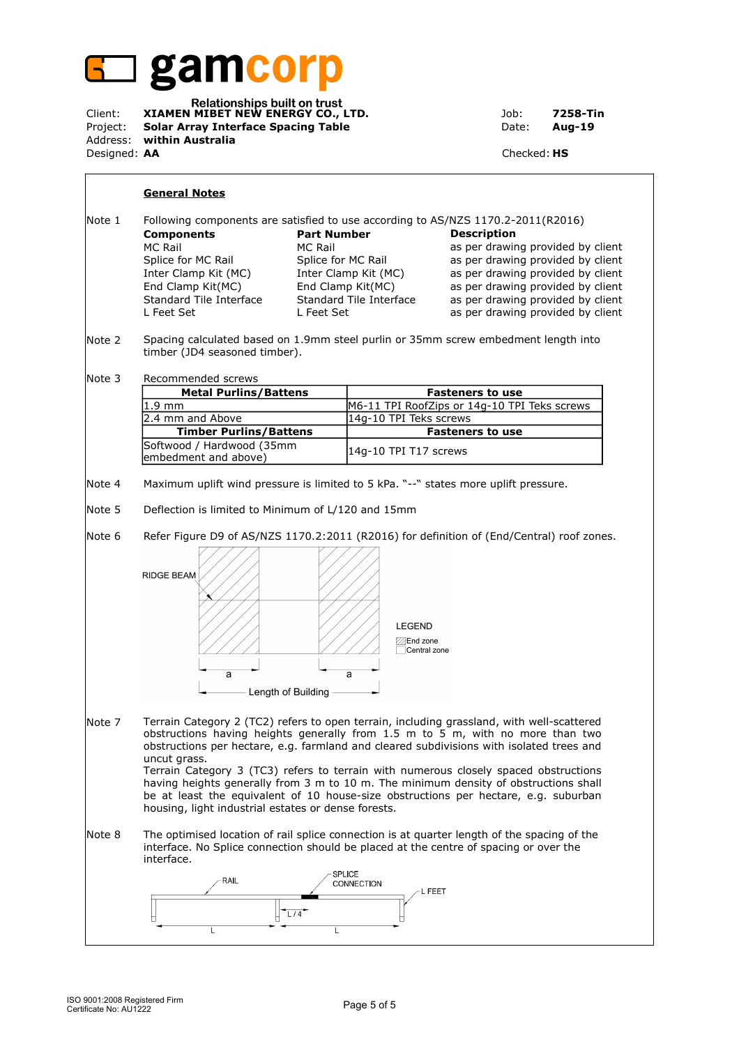# gamcorp

Relationships built on trust

Client: **XIAMEN MIBET NEW ENERGY CO., LTD.** Job: **7258-Tin**
Project: **Solar Array Interface Spacing Table** Date: **Aug-19**
Address: **within Australia**
Designed: **AA** Checked: **HS**

## General Notes

Note 1 Following components are satisfied to use according to AS/NZS 1170.2-2011(R2016)

| Components | Part Number | Description |
|---|---|---|
| MC Rail | MC Rail | as per drawing provided by client |
| Splice for MC Rail | Splice for MC Rail | as per drawing provided by client |
| Inter Clamp Kit (MC) | Inter Clamp Kit (MC) | as per drawing provided by client |
| End Clamp Kit(MC) | End Clamp Kit(MC) | as per drawing provided by client |
| Standard Tile Interface | Standard Tile Interface | as per drawing provided by client |
| L Feet Set | L Feet Set | as per drawing provided by client |

Note 2 Spacing calculated based on 1.9mm steel purlin or 35mm screw embedment length into timber (JD4 seasoned timber).

Note 3 Recommended screws

| Metal Purlins/Battens | Fasteners to use |
|---|---|
| 1.9 mm | M6-11 TPI RoofZips or 14g-10 TPI Teks screws |
| 2.4 mm and Above | 14g-10 TPI Teks screws |
| **Timber Purlins/Battens** | **Fasteners to use** |
| Softwood / Hardwood (35mm embedment and above) | 14g-10 TPI T17 screws |

Note 4 Maximum uplift wind pressure is limited to 5 kPa. "--" states more uplift pressure.

Note 5 Deflection is limited to Minimum of L/120 and 15mm

Note 6 Refer Figure D9 of AS/NZS 1170.2:2011 (R2016) for definition of (End/Central) roof zones.

RIDGE BEAM

LEGEND
End zone
Central zone

a
a
Length of Building

Note 7 Terrain Category 2 (TC2) refers to open terrain, including grassland, with well-scattered obstructions having heights generally from 1.5 m to 5 m, with no more than two obstructions per hectare, e.g. farmland and cleared subdivisions with isolated trees and uncut grass.
Terrain Category 3 (TC3) refers to terrain with numerous closely spaced obstructions having heights generally from 3 m to 10 m. The minimum density of obstructions shall be at least the equivalent of 10 house-size obstructions per hectare, e.g. suburban housing, light industrial estates or dense forests.

Note 8 The optimised location of rail splice connection is at quarter length of the spacing of the interface. No Splice connection should be placed at the centre of spacing or over the interface.

RAIL
SPLICE CONNECTION
L FEET
L / 4
L
L

ISO 9001:2008 Registered Firm
Certificate No: AU1222